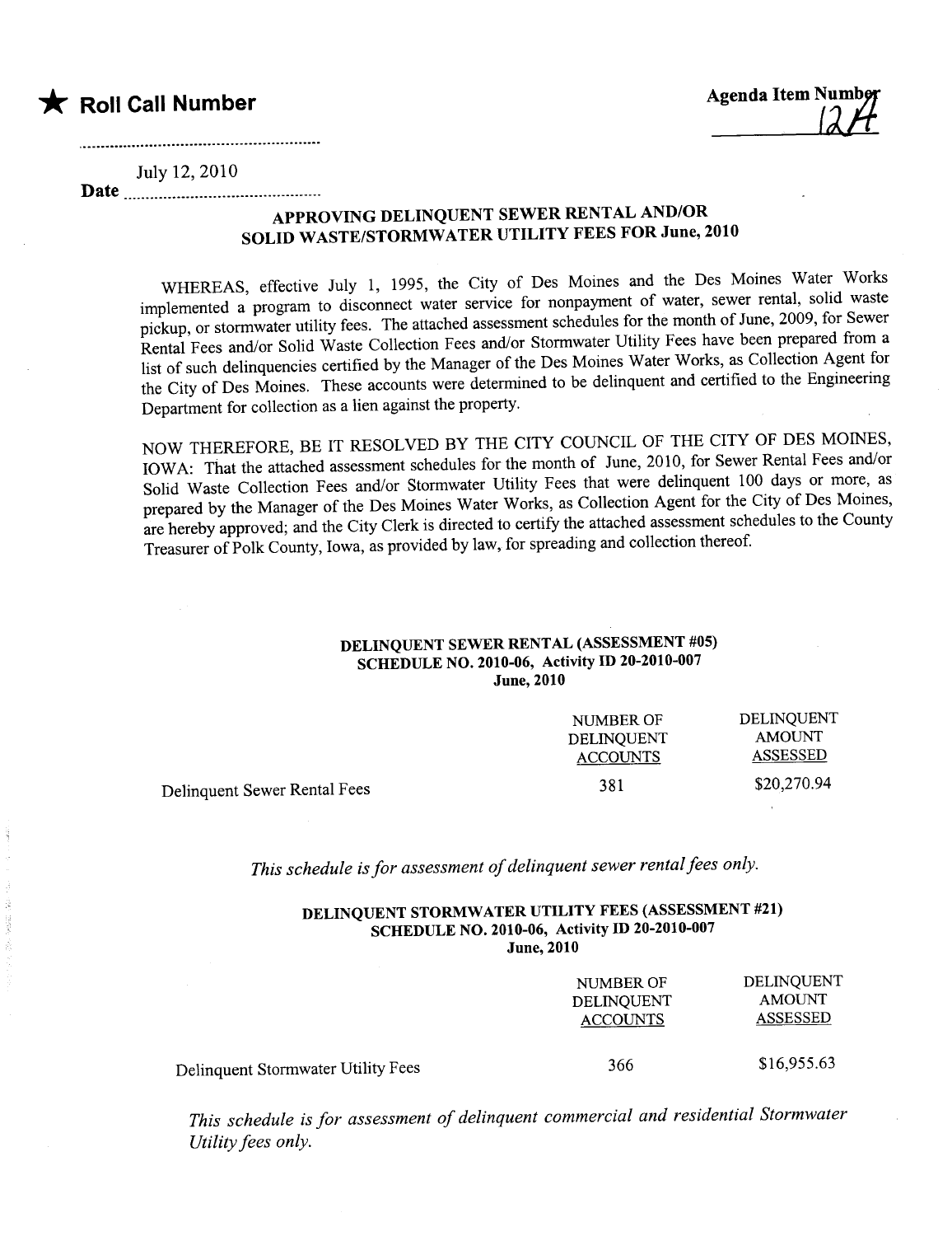★ **Roll Call Number**

**Agenda Item Number** 12A

Date July 12, 2010

## APPROVING DELINQUENT SEWER RENTAL AND/OR SOLID WASTE/STORMWATER UTILITY FEES FOR June, 2010

WHEREAS, effective July 1, 1995, the City of Des Moines and the Des Moines Water Works implemented a program to disconnect water service for nonpayment of water, sewer rental, solid waste pickup, or stormwater utility fees. The attached assessment schedules for the month of June, 2009, for Sewer Rental Fees and/or Solid Waste Collection Fees and/or Stormwater Utility Fees have been prepared from a list of such delinquencies certified by the Manager of the Des Moines Water Works, as Collection Agent for the City of Des Moines. These accounts were determined to be delinquent and certified to the Engineering Department for collection as a lien against the property.

NOW THEREFORE, BE IT RESOLVED BY THE CITY COUNCIL OF THE CITY OF DES MOINES, IOWA: That the attached assessment schedules for the month of June, 2010, for Sewer Rental Fees and/or Solid Waste Collection Fees and/or Stormwater Utility Fees that were delinquent 100 days or more, as prepared by the Manager of the Des Moines Water Works, as Collection Agent for the City of Des Moines, are hereby approved; and the City Clerk is directed to certify the attached assessment schedules to the County Treasurer of Polk County, Iowa, as provided by law, for spreading and collection thereof.

### DELINQUENT SEWER RENTAL (ASSESSMENT #05)
### SCHEDULE NO. 2010-06, Activity ID 20-2010-007
### June, 2010

| | NUMBER OF DELINQUENT ACCOUNTS | DELINQUENT AMOUNT ASSESSED |
|---|---|---|
| Delinquent Sewer Rental Fees | 381 | $20,270.94 |

*This schedule is for assessment of delinquent sewer rental fees only.*

### DELINQUENT STORMWATER UTILITY FEES (ASSESSMENT #21)
### SCHEDULE NO. 2010-06, Activity ID 20-2010-007
### June, 2010

| | NUMBER OF DELINQUENT ACCOUNTS | DELINQUENT AMOUNT ASSESSED |
|---|---|---|
| Delinquent Stormwater Utility Fees | 366 | $16,955.63 |

*This schedule is for assessment of delinquent commercial and residential Stormwater Utility fees only.*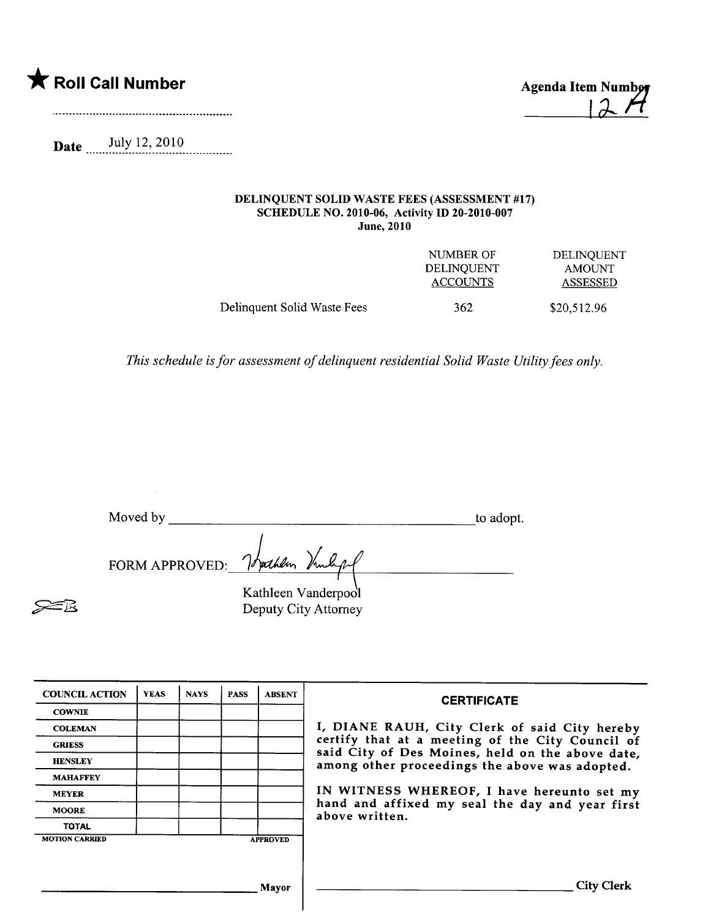★ **Roll Call Number**

..........................................................

**Agenda Item Number**
12A

**Date** July 12, 2010

**DELINQUENT SOLID WASTE FEES (ASSESSMENT #17)**
**SCHEDULE NO. 2010-06, Activity ID 20-2010-007**
**June, 2010**

| | NUMBER OF DELINQUENT ACCOUNTS | DELINQUENT AMOUNT ASSESSED |
|---|---|---|
| Delinquent Solid Waste Fees | 362 | $20,512.96 |

*This schedule is for assessment of delinquent residential Solid Waste Utility fees only.*

Moved by ________________________________________ to adopt.

FORM APPROVED: [signature]
Kathleen Vanderpool
Deputy City Attorney

| COUNCIL ACTION | YEAS | NAYS | PASS | ABSENT |
|---|---|---|---|---|
| COWNIE | | | | |
| COLEMAN | | | | |
| GRIESS | | | | |
| HENSLEY | | | | |
| MAHAFFEY | | | | |
| MEYER | | | | |
| MOORE | | | | |
| TOTAL | | | | |

MOTION CARRIED APPROVED

______________________________ Mayor

**CERTIFICATE**

I, DIANE RAUH, City Clerk of said City hereby certify that at a meeting of the City Council of said City of Des Moines, held on the above date, among other proceedings the above was adopted.

IN WITNESS WHEREOF, I have hereunto set my hand and affixed my seal the day and year first above written.

______________________________ City Clerk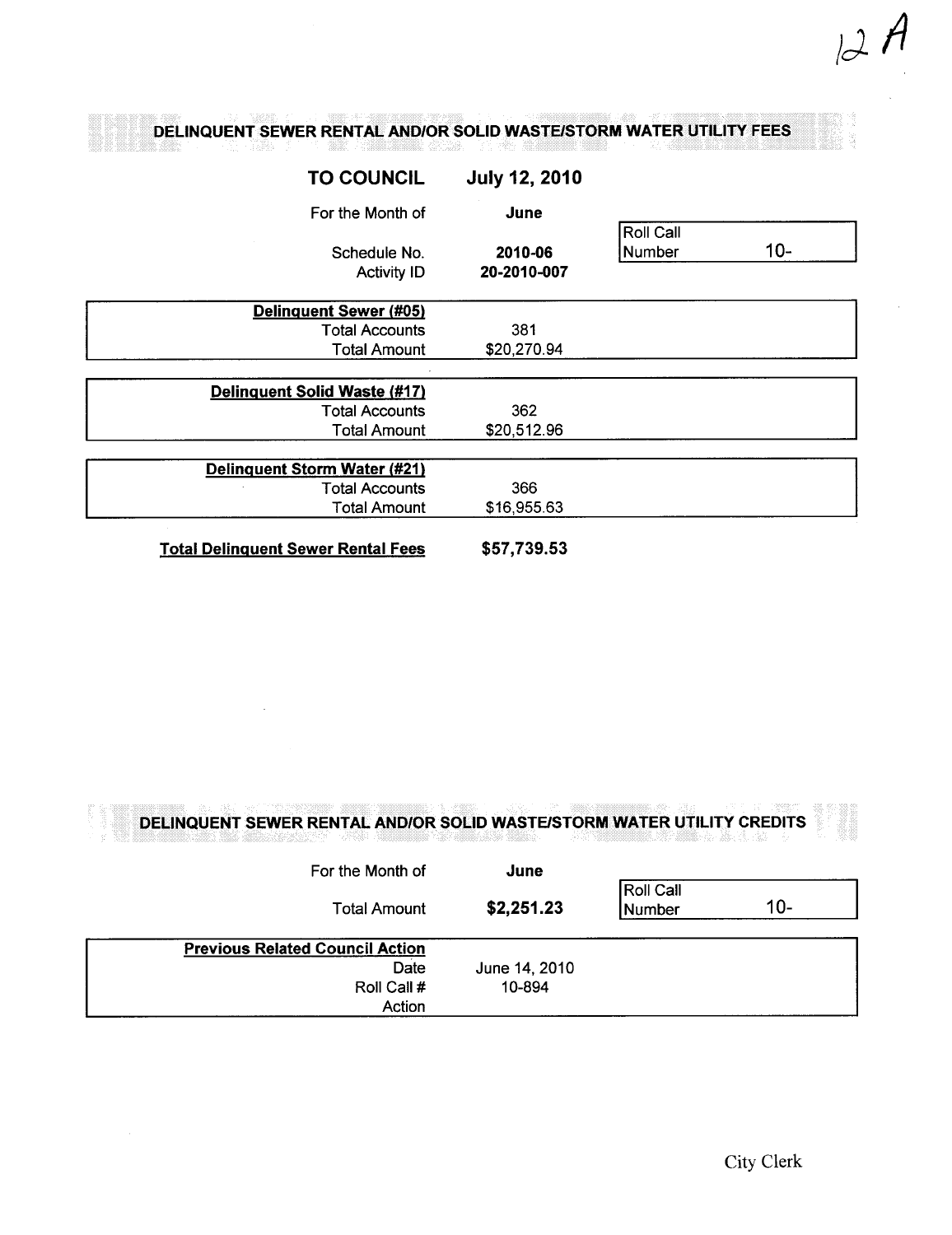12 A

## DELINQUENT SEWER RENTAL AND/OR SOLID WASTE/STORM WATER UTILITY FEES

| | | | |
|---|---|---|---|
| **TO COUNCIL** | **July 12, 2010** | | |
| For the Month of | **June** | | |
| Schedule No. | **2010-06** | Roll Call Number | 10- |
| Activity ID | **20-2010-007** | | |

| | |
|---|---|
| **Delinquent Sewer (#05)** | |
| Total Accounts | 381 |
| Total Amount | $20,270.94 |

| | |
|---|---|
| **Delinquent Solid Waste (#17)** | |
| Total Accounts | 362 |
| Total Amount | $20,512.96 |

| | |
|---|---|
| **Delinquent Storm Water (#21)** | |
| Total Accounts | 366 |
| Total Amount | $16,955.63 |

**Total Delinquent Sewer Rental Fees** **$57,739.53**

## DELINQUENT SEWER RENTAL AND/OR SOLID WASTE/STORM WATER UTILITY CREDITS

| | | | |
|---|---|---|---|
| For the Month of | **June** | | |
| Total Amount | **$2,251.23** | Roll Call Number | 10- |

| | |
|---|---|
| **Previous Related Council Action** | |
| Date | June 14, 2010 |
| Roll Call # | 10-894 |
| Action | |

City Clerk